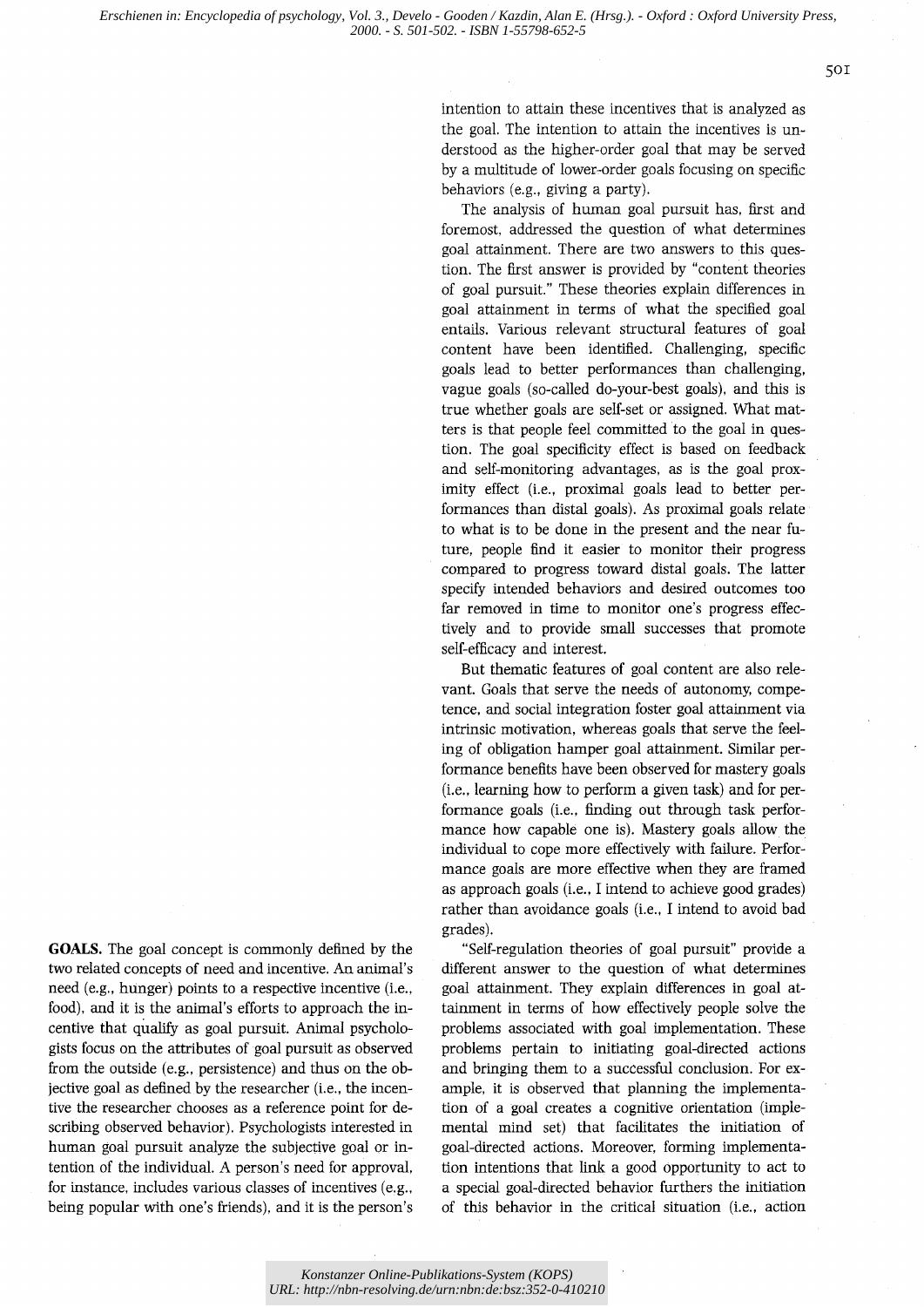**GOALS.** The goal concept is commonly defined by the two related concepts of need and incentive. An animal's need (e.g., hunger) points to a respective incentive (i.e., food), and it is the animal's efforts to approach the incentive that qualify as goal pursuit. Animal psychologists focus on the attributes of goal pursuit as observed from the outside (e.g., persistence) and thus on the objective goal as defined by the researcher (i.e., the incentive the researcher chooses as a reference point for describing observed behavior). Psychologists interested in human goal pursuit analyze the subjective goal or intention of the individual. A person's need for approval, for instance, includes various classes of incentives (e.g., being popular with one's friends), and it is the person's intention to attain these incentives that is analyzed as the goal. The intention to attain the incentives is understood as the higher-order goal that may be served by a multitude of lower-order goals focusing on specific behaviors (e.g., giving a party).

The analysis of human goal pursuit has, first and foremost, addressed the question of what determines goal attainment. There are two answers to this question. The first answer is provided by "content theories of goal pursuit." These theories explain differences in goal attainment in terms of what the specified goal entails. Various relevant structural features of goal content have been identified. Challenging, specific goals lead to better performances than challenging, vague goals (so-called do-your-best goals), and this is true whether goals are self-set or assigned. What matters is that people feel committed to the goal in question. The goal specificity effect is based on feedback and self-monitoring advantages, as is the goal proximity effect (i.e., proximal goals lead to better performances than distal goals). As proximal goals relate to what is to be done in the present and the near future, people find it easier to monitor their progress compared to progress toward distal goals. The latter specify intended behaviors and desired outcomes too far removed in time to monitor one's progress effectively and to provide small successes that promote self-efficacy and interest.

But thematic features of goal content are also relevant. Goals that serve the needs of autonomy, competence, and social integration foster goal attainment via intrinsic motivation, whereas goals that serve the feeling of obligation hamper goal attainment. Similar performance benefits have been observed for mastery goals (i.e., learning how to perform a given task) and for performance goals (i.e., finding out through task performance how capable one is). Mastery goals allow the individual to cope more effectively with failure. Performance goals are more effective when they are framed as approach goals (i.e., I intend to achieve good grades) rather than avoidance goals (i.e., I intend to avoid bad grades).

"Self-regulation theories of goal pursuit" provide a different answer to the question of what determines goal attainment. They explain differences in goal attainment in terms of how effectively people solve the problems associated with goal implementation. These problems pertain to initiating goal-directed actions and bringing them to a successful conclusion. For example, it is observed that planning the implementation of a goal creates a cognitive orientation (implemental mind set) that facilitates the initiation of goal-directed actions. Moreover, forming implementation intentions that link a good opportunity to act to a special goal-directed behavior furthers the initiation of this behavior in the critical situation (i.e., action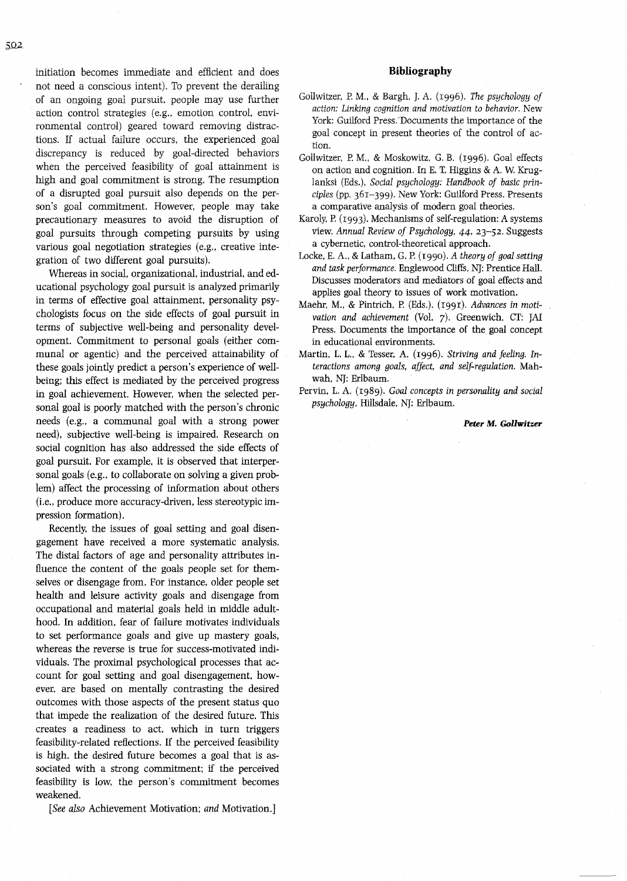initiation becomes immediate and efficient and does not need a conscious intent). To prevent the derailing of an ongoing goal pursuit, people may use further action control strategies (e.g., emotion control, environmental control) geared toward removing distractions. If actual failure occurs, the experienced goal discrepancy is reduced by goal-directed behaviors when the perceived feasibility of goal attainment is high and goal commitment is strong. The resumption of a disrupted goal pursuit also depends on the person's goal commitment. However, people may take precautionary measures to avoid the disruption of goal pursuits through competing pursuits by using various goal negotiation strategies (e.g., creative integration of two different goal pursuits).

Whereas in social, organizational, industrial, and educational psychology goal pursuit is analyzed primarily in terms of effective goal attainment, personality psychologists focus on the side effects of goal pursuit in terms of subjective well-being and personality development. Commitment to personal goals (either communal or agentic) and the perceived attainability of these goals jointly predict a person's experience of well-being; this effect is mediated by the perceived progress in goal achievement. However, when the selected personal goal is poorly matched with the person's chronic needs (e.g., a communal goal with a strong power need), subjective well-being is impaired. Research on social cognition has also addressed the side effects of goal pursuit. For example, it is observed that interpersonal goals (e.g., to collaborate on solving a given problem) affect the processing of information about others (i.e., produce more accuracy-driven, less stereotypic impression formation).

Recently, the issues of goal setting and goal disengagement have received a more systematic analysis. The distal factors of age and personality attributes influence the content of the goals people set for themselves or disengage from. For instance, older people set health and leisure activity goals and disengage from occupational and material goals held in middle adulthood. In addition, fear of failure motivates individuals to set performance goals and give up mastery goals, whereas the reverse is true for success-motivated individuals. The proximal psychological processes that account for goal setting and goal disengagement, however, are based on mentally contrasting the desired outcomes with those aspects of the present status quo that impede the realization of the desired future. This creates a readiness to act, which in turn triggers feasibility-related reflections. If the perceived feasibility is high, the desired future becomes a goal that is associated with a strong commitment; if the perceived feasibility is low, the person's commitment becomes weakened.

[*See also* Achievement Motivation; *and* Motivation.]

## Bibliography

Gollwitzer, P. M., & Bargh, J. A. (1996). *The psychology of action: Linking cognition and motivation to behavior.* New York: Guilford Press. Documents the importance of the goal concept in present theories of the control of action.

Gollwitzer, P. M., & Moskowitz, G. B. (1996). Goal effects on action and cognition. In E. T. Higgins & A. W. Kruglanksi (Eds.), *Social psychology: Handbook of basic principles* (pp. 361–399). New York: Guilford Press. Presents a comparative analysis of modern goal theories.

Karoly, P. (1993). Mechanisms of self-regulation: A systems view. *Annual Review of Psychology, 44,* 23–52. Suggests a cybernetic, control-theoretical approach.

Locke, E. A., & Latham, G. P. (1990). *A theory of goal setting and task performance.* Englewood Cliffs, NJ: Prentice Hall. Discusses moderators and mediators of goal effects and applies goal theory to issues of work motivation.

Maehr, M., & Pintrich, P. (Eds.). (1991). *Advances in motivation and achievement* (Vol. 7). Greenwich, CT: JAI Press. Documents the importance of the goal concept in educational environments.

Martin, L. L., & Tesser, A. (1996). *Striving and feeling. Interactions among goals, affect, and self-regulation.* Mahwah, NJ: Erlbaum.

Pervin, L. A. (1989). *Goal concepts in personality and social psychology.* Hillsdale, NJ: Erlbaum.

***Peter M. Gollwitzer***